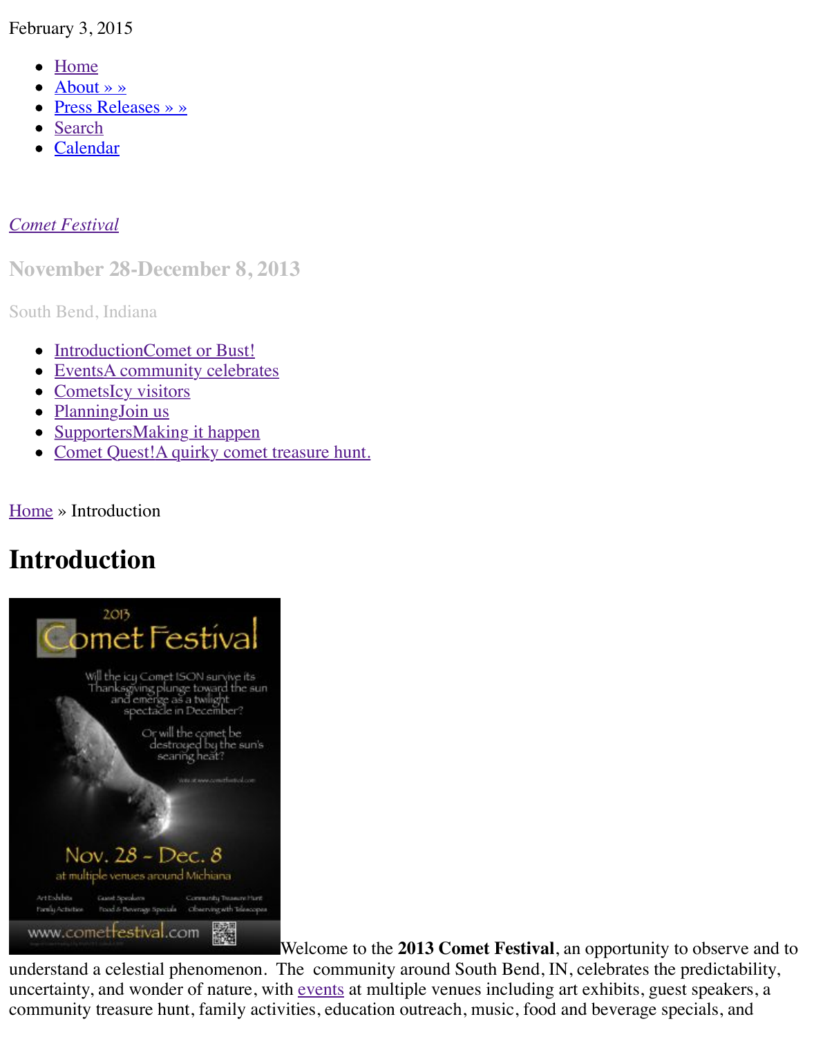February 3, 2015

- Home
- About » »
- Press Releases » »
- Search
- Calendar

*Comet Festival*

## November 28-December 8, 2013

South Bend, Indiana

- IntroductionComet or Bust!
- EventsA community celebrates
- CometsIcy visitors
- PlanningJoin us
- SupportersMaking it happen
- Comet Quest!A quirky comet treasure hunt.

Home » Introduction

# Introduction

Welcome to the **2013 Comet Festival**, an opportunity to observe and to understand a celestial phenomenon. The community around South Bend, IN, celebrates the predictability, uncertainty, and wonder of nature, with events at multiple venues including art exhibits, guest speakers, a community treasure hunt, family activities, education outreach, music, food and beverage specials, and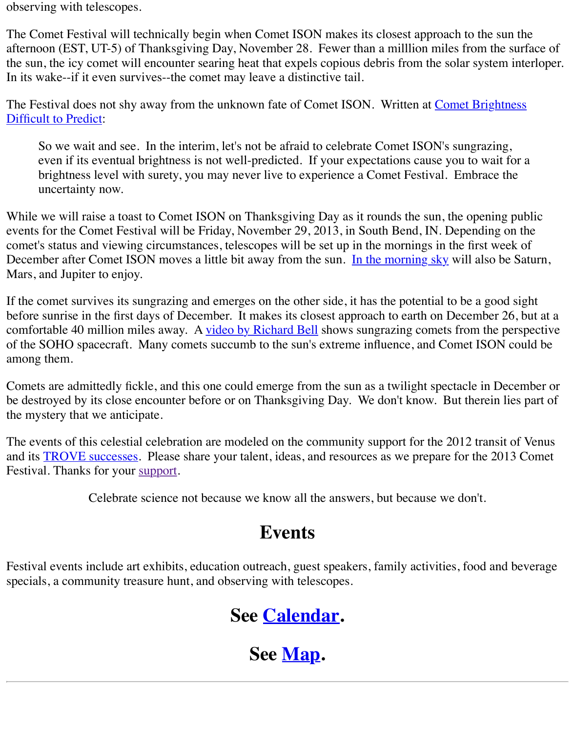observing with telescopes.

The Comet Festival will technically begin when Comet ISON makes its closest approach to the sun the afternoon (EST, UT-5) of Thanksgiving Day, November 28. Fewer than a milllion miles from the surface of the sun, the icy comet will encounter searing heat that expels copious debris from the solar system interloper. In its wake--if it even survives--the comet may leave a distinctive tail.

The Festival does not shy away from the unknown fate of Comet ISON. Written at [Comet Brightness Difficult to Predict]:

> So we wait and see. In the interim, let's not be afraid to celebrate Comet ISON's sungrazing, even if its eventual brightness is not well-predicted. If your expectations cause you to wait for a brightness level with surety, you may never live to experience a Comet Festival. Embrace the uncertainty now.

While we will raise a toast to Comet ISON on Thanksgiving Day as it rounds the sun, the opening public events for the Comet Festival will be Friday, November 29, 2013, in South Bend, IN. Depending on the comet's status and viewing circumstances, telescopes will be set up in the mornings in the first week of December after Comet ISON moves a little bit away from the sun. [In the morning sky] will also be Saturn, Mars, and Jupiter to enjoy.

If the comet survives its sungrazing and emerges on the other side, it has the potential to be a good sight before sunrise in the first days of December. It makes its closest approach to earth on December 26, but at a comfortable 40 million miles away. A [video by Richard Bell] shows sungrazing comets from the perspective of the SOHO spacecraft. Many comets succumb to the sun's extreme influence, and Comet ISON could be among them.

Comets are admittedly fickle, and this one could emerge from the sun as a twilight spectacle in December or be destroyed by its close encounter before or on Thanksgiving Day. We don't know. But therein lies part of the mystery that we anticipate.

The events of this celestial celebration are modeled on the community support for the 2012 transit of Venus and its [TROVE successes]. Please share your talent, ideas, and resources as we prepare for the 2013 Comet Festival. Thanks for your [support].

Celebrate science not because we know all the answers, but because we don't.

## Events

Festival events include art exhibits, education outreach, guest speakers, family activities, food and beverage specials, a community treasure hunt, and observing with telescopes.

### See [Calendar].

### See [Map].

---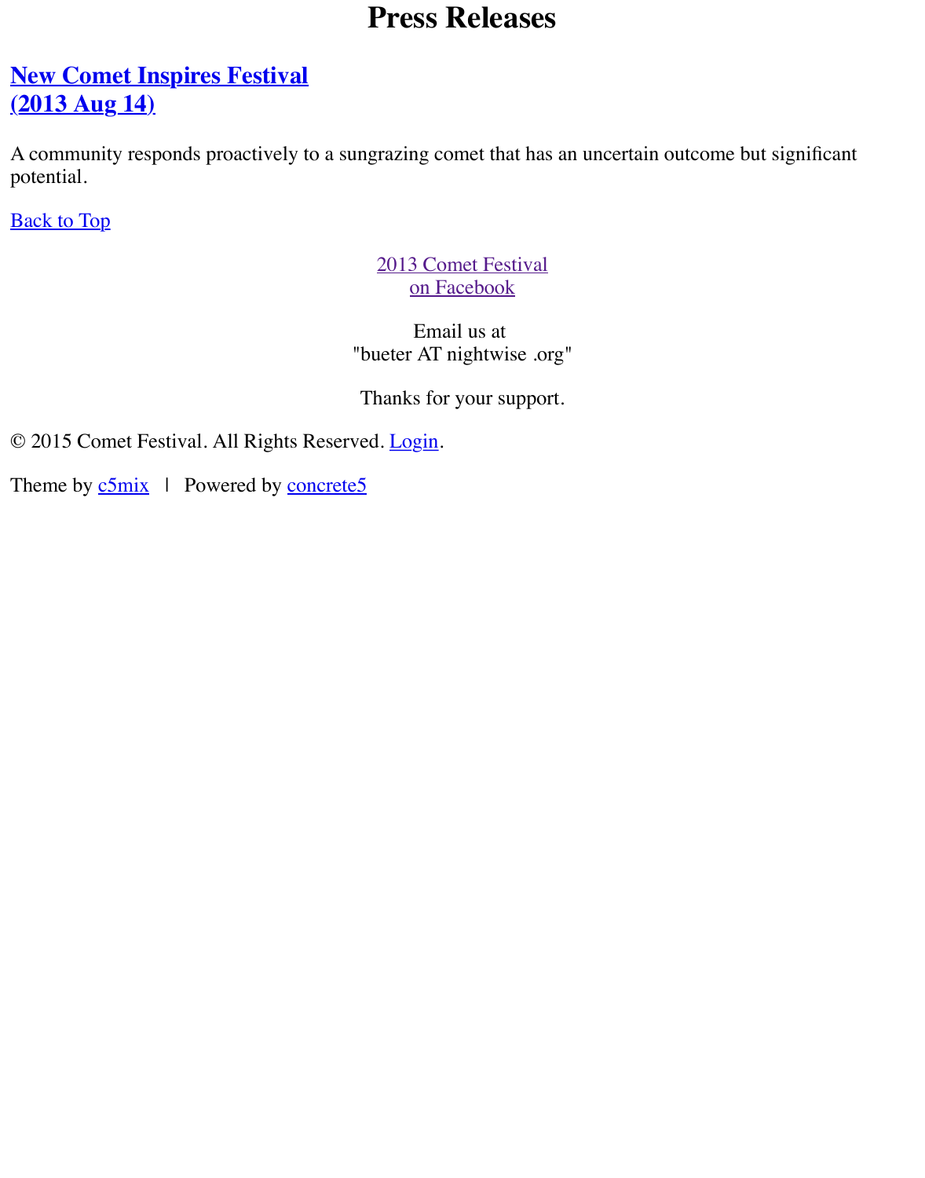# Press Releases

## New Comet Inspires Festival
## (2013 Aug 14)

A community responds proactively to a sungrazing comet that has an uncertain outcome but significant potential.

Back to Top

2013 Comet Festival
on Facebook

Email us at
"bueter AT nightwise .org"

Thanks for your support.

© 2015 Comet Festival. All Rights Reserved. Login.

Theme by c5mix | Powered by concrete5